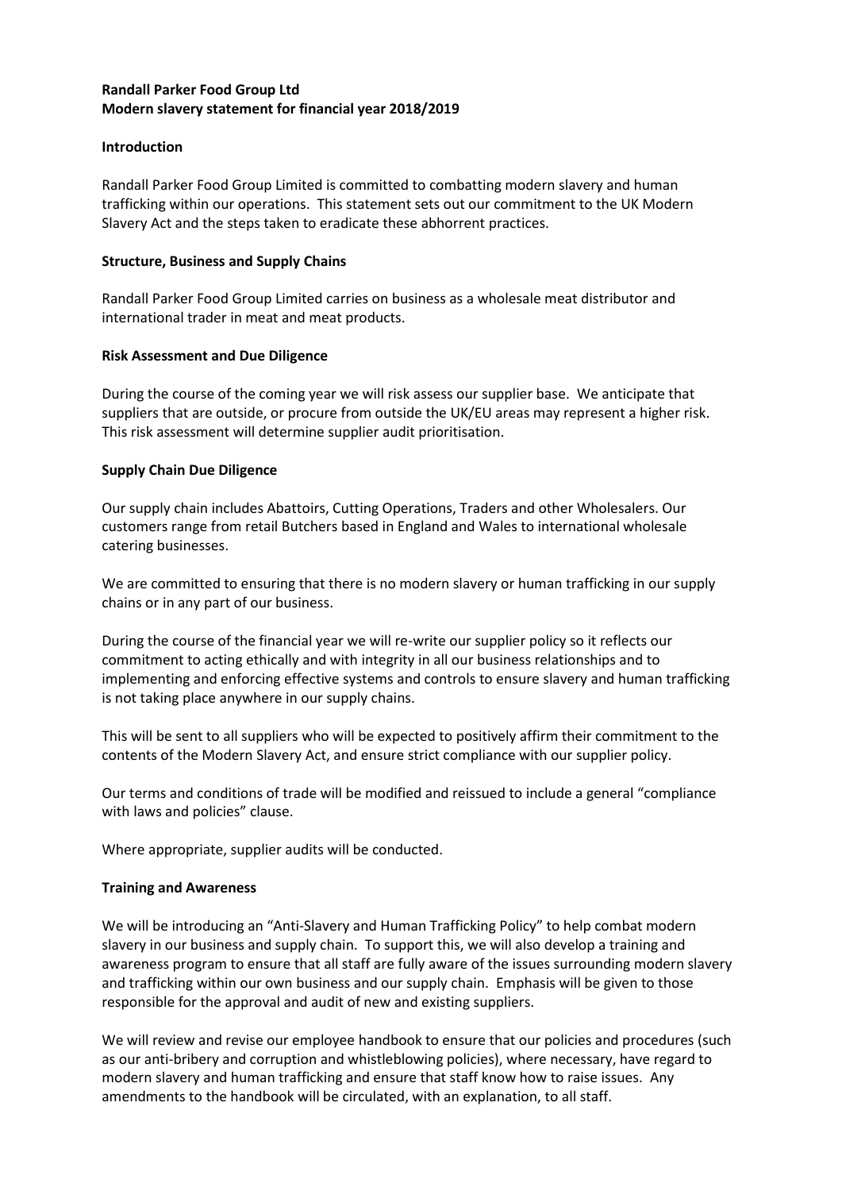**Randall Parker Food Group Ltd**
**Modern slavery statement for financial year 2018/2019**

**Introduction**

Randall Parker Food Group Limited is committed to combatting modern slavery and human trafficking within our operations. This statement sets out our commitment to the UK Modern Slavery Act and the steps taken to eradicate these abhorrent practices.

**Structure, Business and Supply Chains**

Randall Parker Food Group Limited carries on business as a wholesale meat distributor and international trader in meat and meat products.

**Risk Assessment and Due Diligence**

During the course of the coming year we will risk assess our supplier base. We anticipate that suppliers that are outside, or procure from outside the UK/EU areas may represent a higher risk. This risk assessment will determine supplier audit prioritisation.

**Supply Chain Due Diligence**

Our supply chain includes Abattoirs, Cutting Operations, Traders and other Wholesalers. Our customers range from retail Butchers based in England and Wales to international wholesale catering businesses.

We are committed to ensuring that there is no modern slavery or human trafficking in our supply chains or in any part of our business.

During the course of the financial year we will re-write our supplier policy so it reflects our commitment to acting ethically and with integrity in all our business relationships and to implementing and enforcing effective systems and controls to ensure slavery and human trafficking is not taking place anywhere in our supply chains.

This will be sent to all suppliers who will be expected to positively affirm their commitment to the contents of the Modern Slavery Act, and ensure strict compliance with our supplier policy.

Our terms and conditions of trade will be modified and reissued to include a general "compliance with laws and policies" clause.

Where appropriate, supplier audits will be conducted.

**Training and Awareness**

We will be introducing an "Anti-Slavery and Human Trafficking Policy" to help combat modern slavery in our business and supply chain. To support this, we will also develop a training and awareness program to ensure that all staff are fully aware of the issues surrounding modern slavery and trafficking within our own business and our supply chain. Emphasis will be given to those responsible for the approval and audit of new and existing suppliers.

We will review and revise our employee handbook to ensure that our policies and procedures (such as our anti-bribery and corruption and whistleblowing policies), where necessary, have regard to modern slavery and human trafficking and ensure that staff know how to raise issues. Any amendments to the handbook will be circulated, with an explanation, to all staff.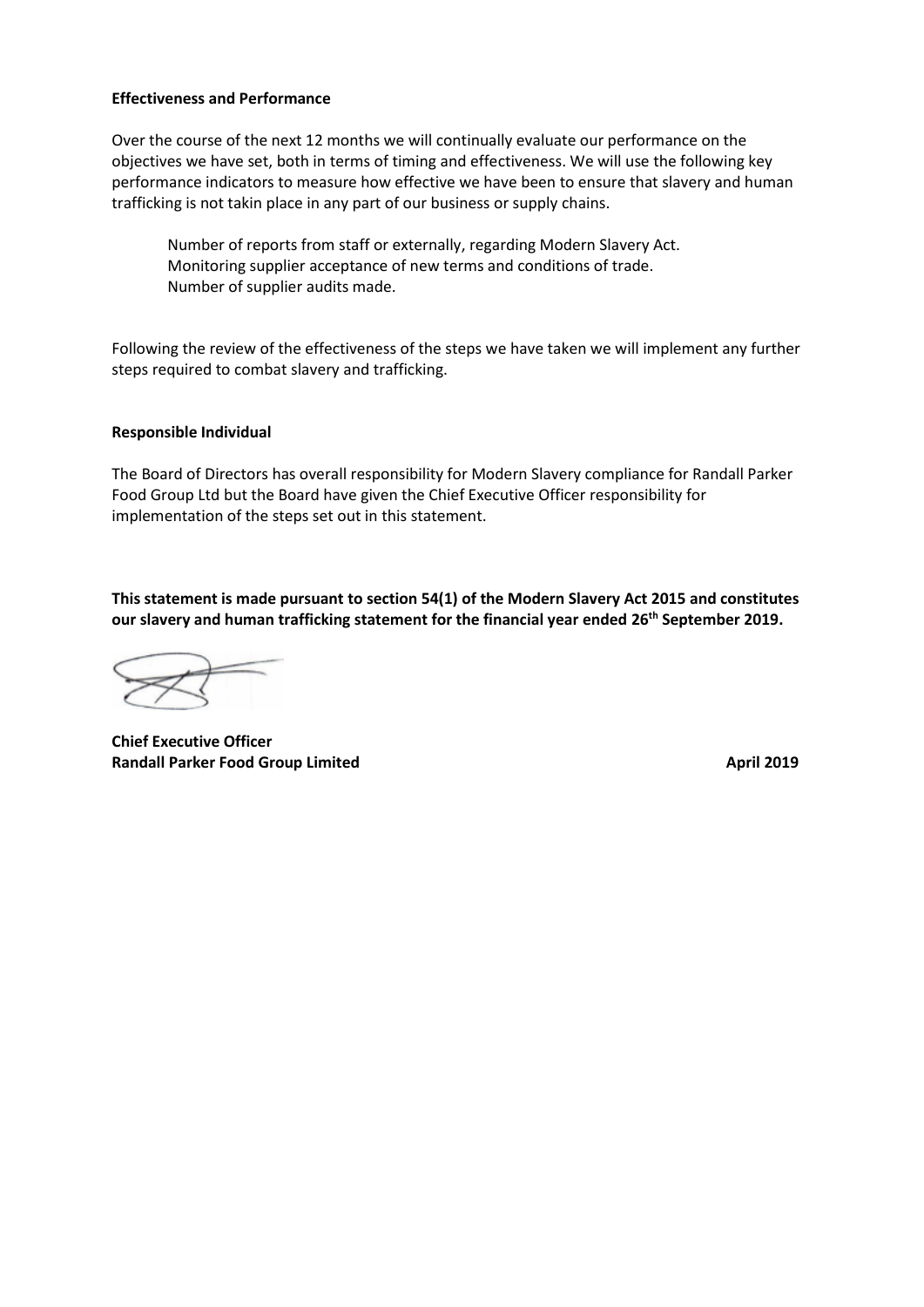**Effectiveness and Performance**

Over the course of the next 12 months we will continually evaluate our performance on the objectives we have set, both in terms of timing and effectiveness. We will use the following key performance indicators to measure how effective we have been to ensure that slavery and human trafficking is not takin place in any part of our business or supply chains.

Number of reports from staff or externally, regarding Modern Slavery Act.
Monitoring supplier acceptance of new terms and conditions of trade.
Number of supplier audits made.

Following the review of the effectiveness of the steps we have taken we will implement any further steps required to combat slavery and trafficking.

**Responsible Individual**

The Board of Directors has overall responsibility for Modern Slavery compliance for Randall Parker Food Group Ltd but the Board have given the Chief Executive Officer responsibility for implementation of the steps set out in this statement.

**This statement is made pursuant to section 54(1) of the Modern Slavery Act 2015 and constitutes our slavery and human trafficking statement for the financial year ended 26th September 2019.**

**Chief Executive Officer**
**Randall Parker Food Group Limited** **April 2019**